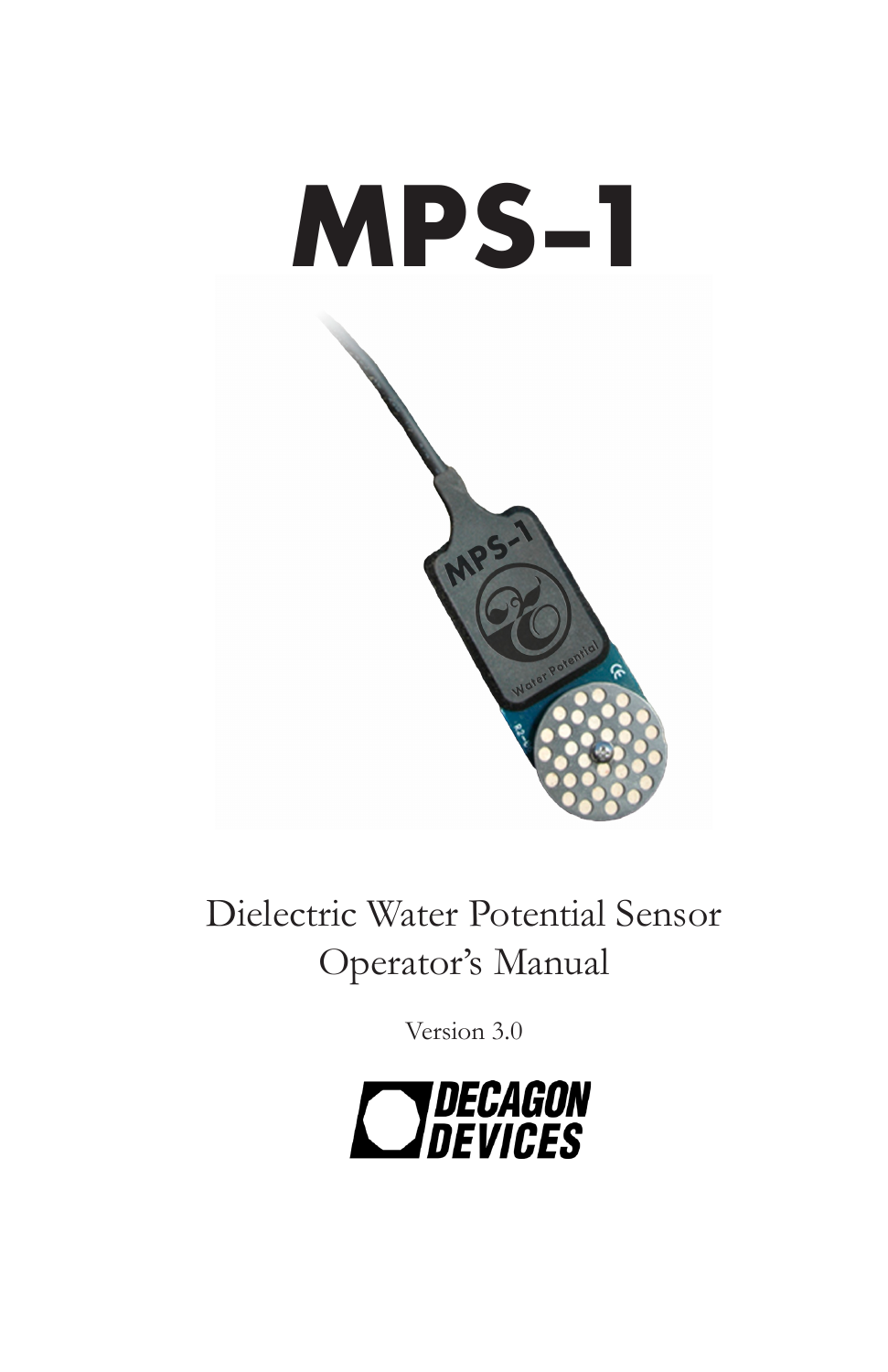# MPS-1

Dielectric Water Potential Sensor
Operator's Manual

Version 3.0

DECAGON DEVICES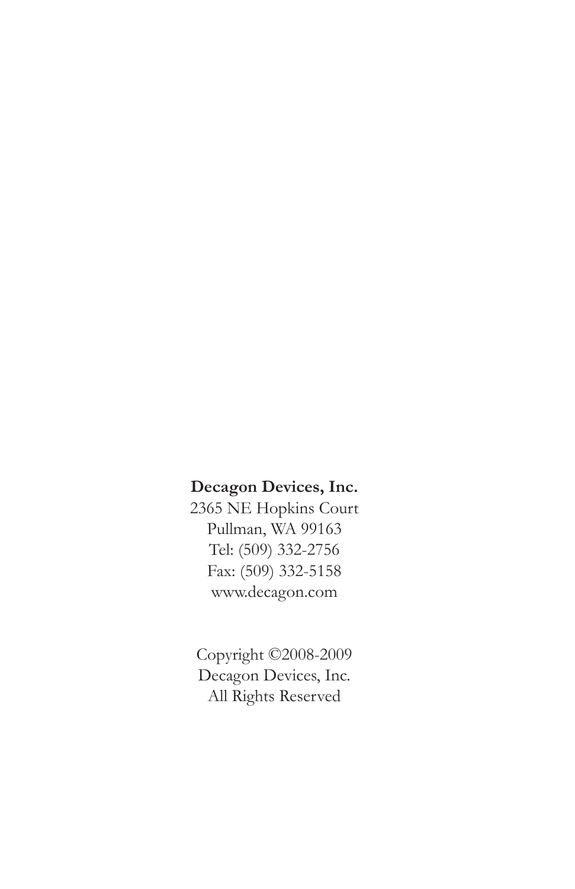**Decagon Devices, Inc.**
2365 NE Hopkins Court
Pullman, WA 99163
Tel: (509) 332-2756
Fax: (509) 332-5158
www.decagon.com

Copyright ©2008-2009
Decagon Devices, Inc.
All Rights Reserved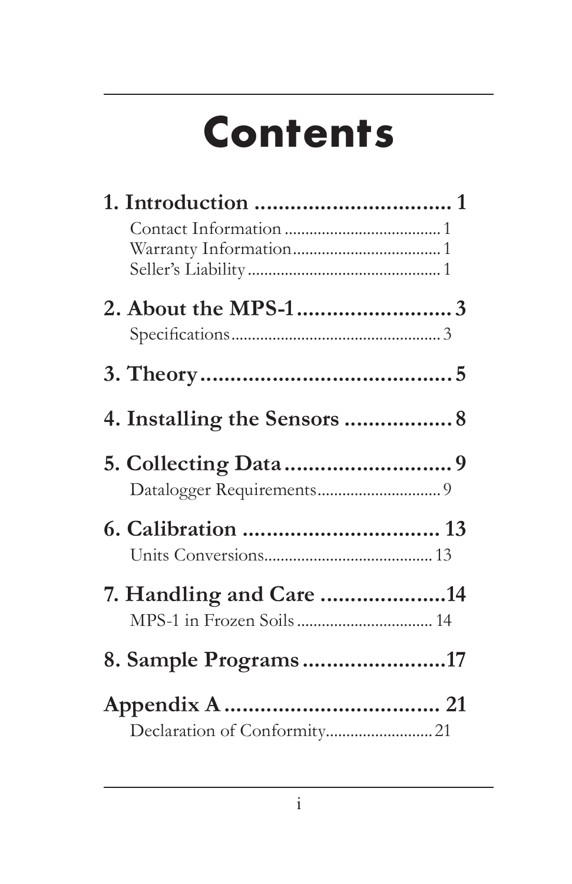# Contents

**1. Introduction .................................. 1**

Contact Information ...................................... 1
Warranty Information.................................... 1
Seller's Liability ............................................... 1

**2. About the MPS-1 ........................... 3**

Specifications .................................................... 3

**3. Theory ........................................... 5**

**4. Installing the Sensors .................. 8**

**5. Collecting Data ............................. 9**

Datalogger Requirements.............................. 9

**6. Calibration .................................. 13**

Units Conversions......................................... 13

**7. Handling and Care .....................14**

MPS-1 in Frozen Soils ................................. 14

**8. Sample Programs ........................17**

**Appendix A ..................................... 21**

Declaration of Conformity.......................... 21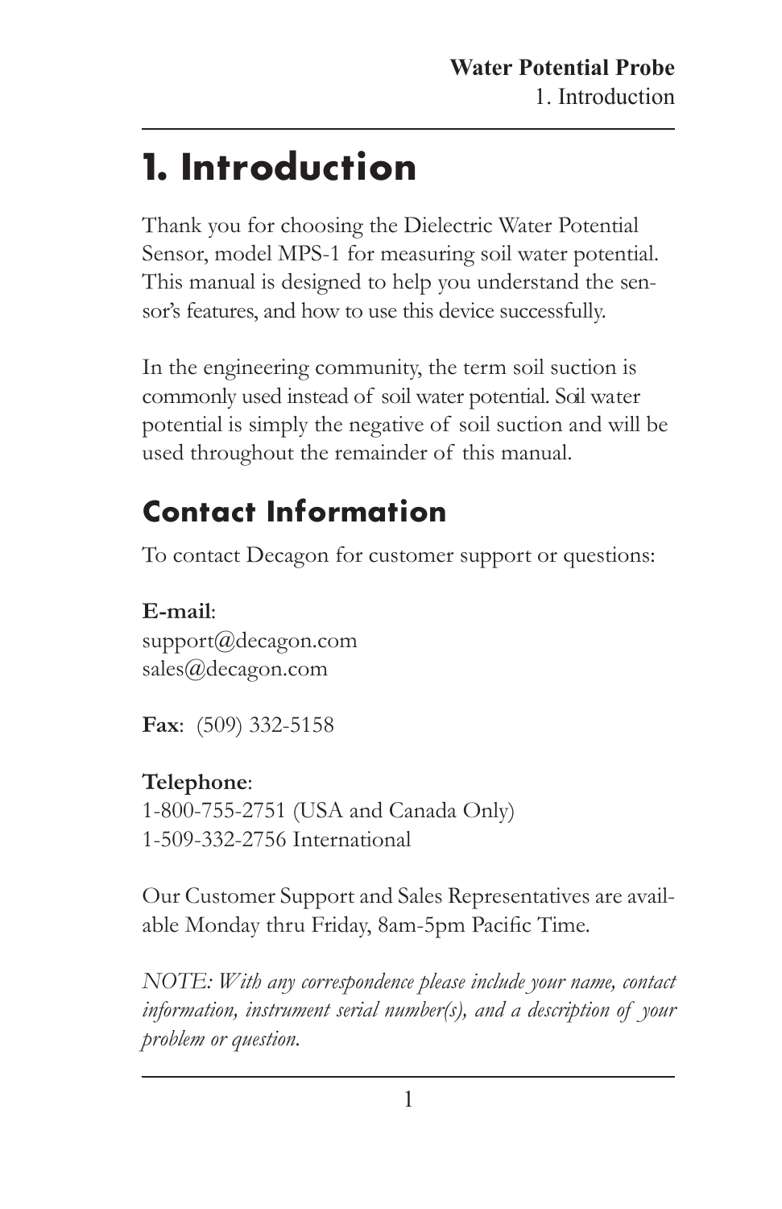# 1. Introduction

Thank you for choosing the Dielectric Water Potential Sensor, model MPS-1 for measuring soil water potential. This manual is designed to help you understand the sensor's features, and how to use this device successfully.

In the engineering community, the term soil suction is commonly used instead of soil water potential. Soil water potential is simply the negative of soil suction and will be used throughout the remainder of this manual.

## Contact Information

To contact Decagon for customer support or questions:

**E-mail**:
support@decagon.com
sales@decagon.com

**Fax**: (509) 332-5158

**Telephone**:
1-800-755-2751 (USA and Canada Only)
1-509-332-2756 International

Our Customer Support and Sales Representatives are available Monday thru Friday, 8am-5pm Pacific Time.

*NOTE: With any correspondence please include your name, contact information, instrument serial number(s), and a description of your problem or question.*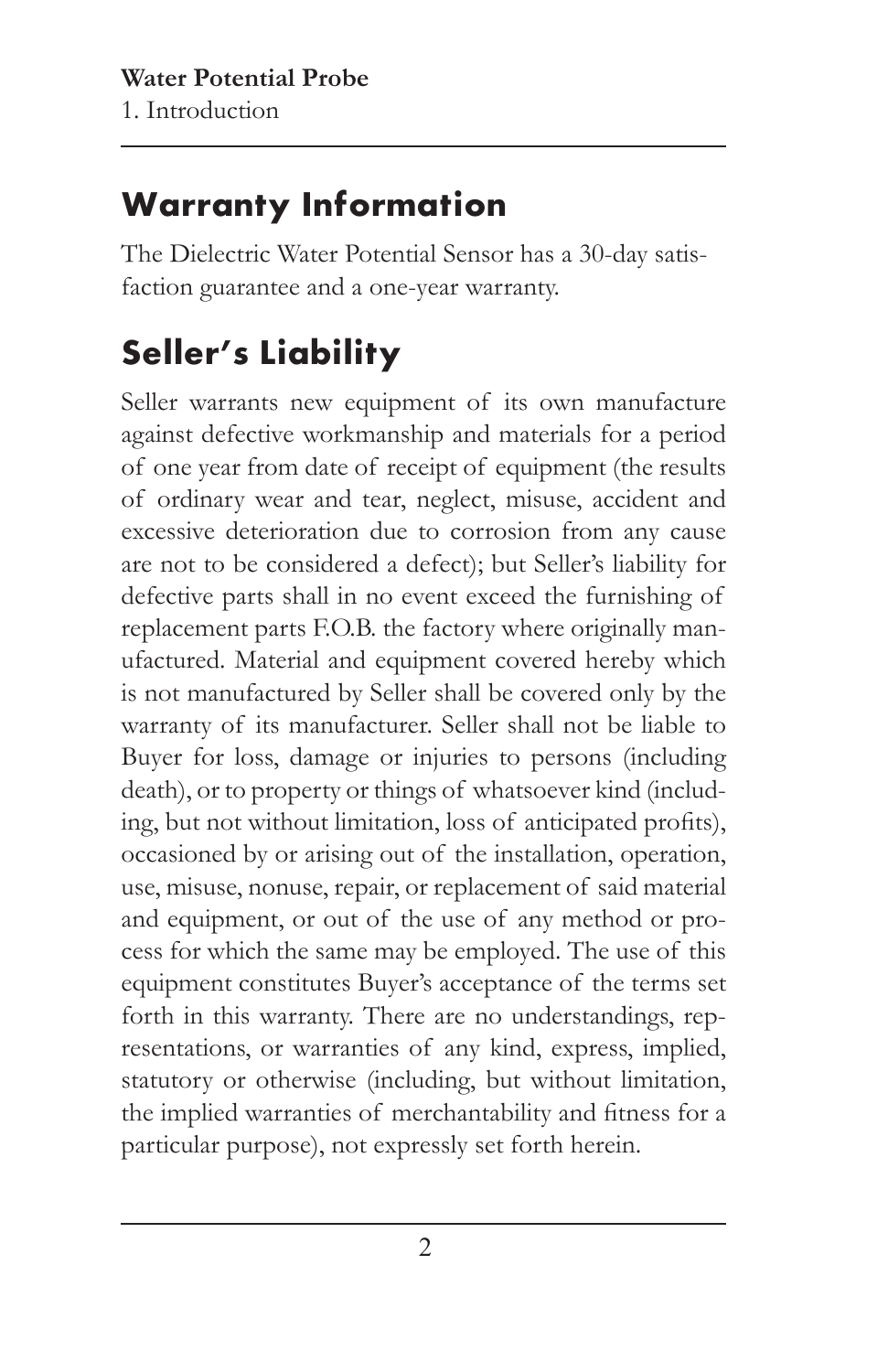## Warranty Information

The Dielectric Water Potential Sensor has a 30-day satisfaction guarantee and a one-year warranty.

## Seller's Liability

Seller warrants new equipment of its own manufacture against defective workmanship and materials for a period of one year from date of receipt of equipment (the results of ordinary wear and tear, neglect, misuse, accident and excessive deterioration due to corrosion from any cause are not to be considered a defect); but Seller's liability for defective parts shall in no event exceed the furnishing of replacement parts F.O.B. the factory where originally manufactured. Material and equipment covered hereby which is not manufactured by Seller shall be covered only by the warranty of its manufacturer. Seller shall not be liable to Buyer for loss, damage or injuries to persons (including death), or to property or things of whatsoever kind (including, but not without limitation, loss of anticipated profits), occasioned by or arising out of the installation, operation, use, misuse, nonuse, repair, or replacement of said material and equipment, or out of the use of any method or process for which the same may be employed. The use of this equipment constitutes Buyer's acceptance of the terms set forth in this warranty. There are no understandings, representations, or warranties of any kind, express, implied, statutory or otherwise (including, but without limitation, the implied warranties of merchantability and fitness for a particular purpose), not expressly set forth herein.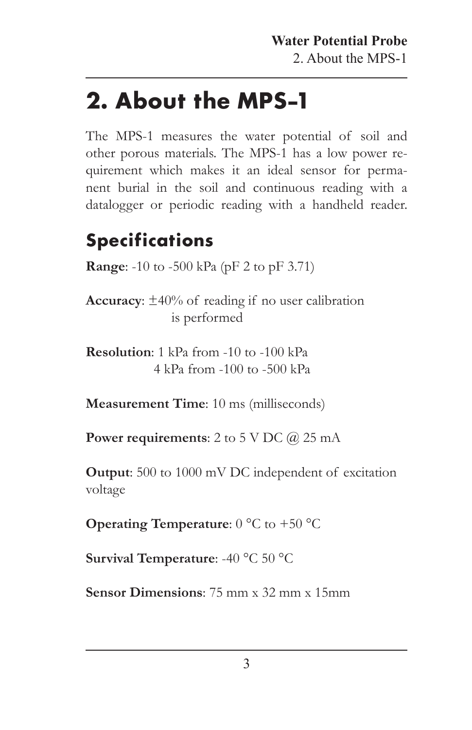# 2. About the MPS-1

The MPS-1 measures the water potential of soil and other porous materials. The MPS-1 has a low power requirement which makes it an ideal sensor for permanent burial in the soil and continuous reading with a datalogger or periodic reading with a handheld reader.

## Specifications

**Range**: -10 to -500 kPa (pF 2 to pF 3.71)

**Accuracy**: ±40% of reading if no user calibration is performed

**Resolution**: 1 kPa from -10 to -100 kPa
4 kPa from -100 to -500 kPa

**Measurement Time**: 10 ms (milliseconds)

**Power requirements**: 2 to 5 V DC @ 25 mA

**Output**: 500 to 1000 mV DC independent of excitation voltage

**Operating Temperature**: 0 °C to +50 °C

**Survival Temperature**: -40 °C 50 °C

**Sensor Dimensions**: 75 mm x 32 mm x 15mm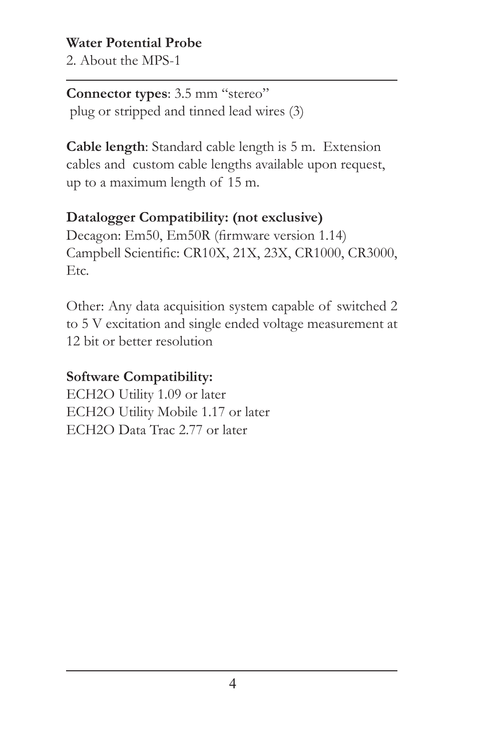**Connector types**: 3.5 mm "stereo" plug or stripped and tinned lead wires (3)

**Cable length**: Standard cable length is 5 m. Extension cables and custom cable lengths available upon request, up to a maximum length of 15 m.

**Datalogger Compatibility: (not exclusive)**
Decagon: Em50, Em50R (firmware version 1.14)
Campbell Scientific: CR10X, 21X, 23X, CR1000, CR3000, Etc.

Other: Any data acquisition system capable of switched 2 to 5 V excitation and single ended voltage measurement at 12 bit or better resolution

**Software Compatibility:**
ECH2O Utility 1.09 or later
ECH2O Utility Mobile 1.17 or later
ECH2O Data Trac 2.77 or later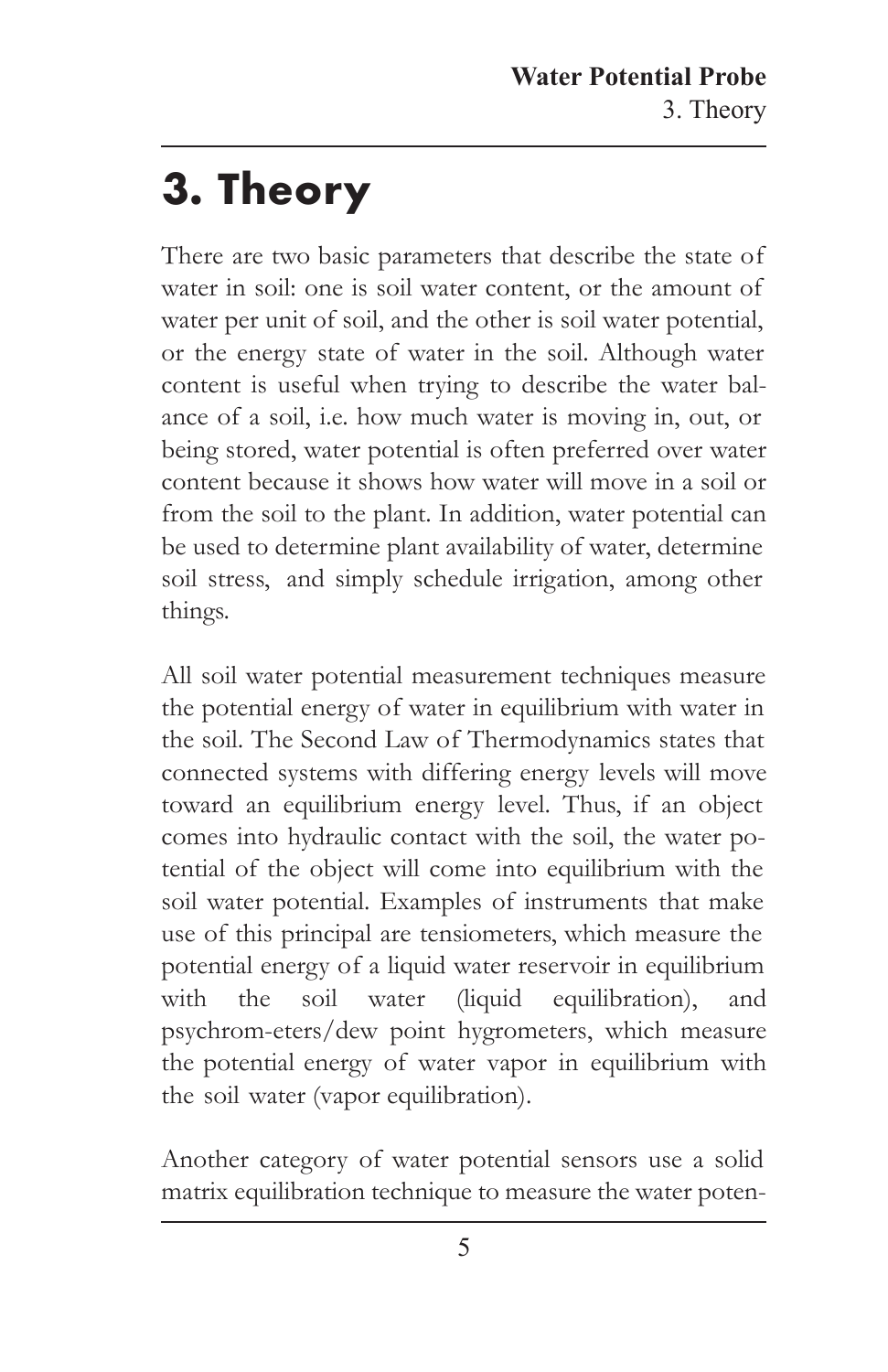# 3. Theory

There are two basic parameters that describe the state of water in soil: one is soil water content, or the amount of water per unit of soil, and the other is soil water potential, or the energy state of water in the soil. Although water content is useful when trying to describe the water balance of a soil, i.e. how much water is moving in, out, or being stored, water potential is often preferred over water content because it shows how water will move in a soil or from the soil to the plant. In addition, water potential can be used to determine plant availability of water, determine soil stress, and simply schedule irrigation, among other things.

All soil water potential measurement techniques measure the potential energy of water in equilibrium with water in the soil. The Second Law of Thermodynamics states that connected systems with differing energy levels will move toward an equilibrium energy level. Thus, if an object comes into hydraulic contact with the soil, the water potential of the object will come into equilibrium with the soil water potential. Examples of instruments that make use of this principal are tensiometers, which measure the potential energy of a liquid water reservoir in equilibrium with the soil water (liquid equilibration), and psychrom-eters/dew point hygrometers, which measure the potential energy of water vapor in equilibrium with the soil water (vapor equilibration).

Another category of water potential sensors use a solid matrix equilibration technique to measure the water poten-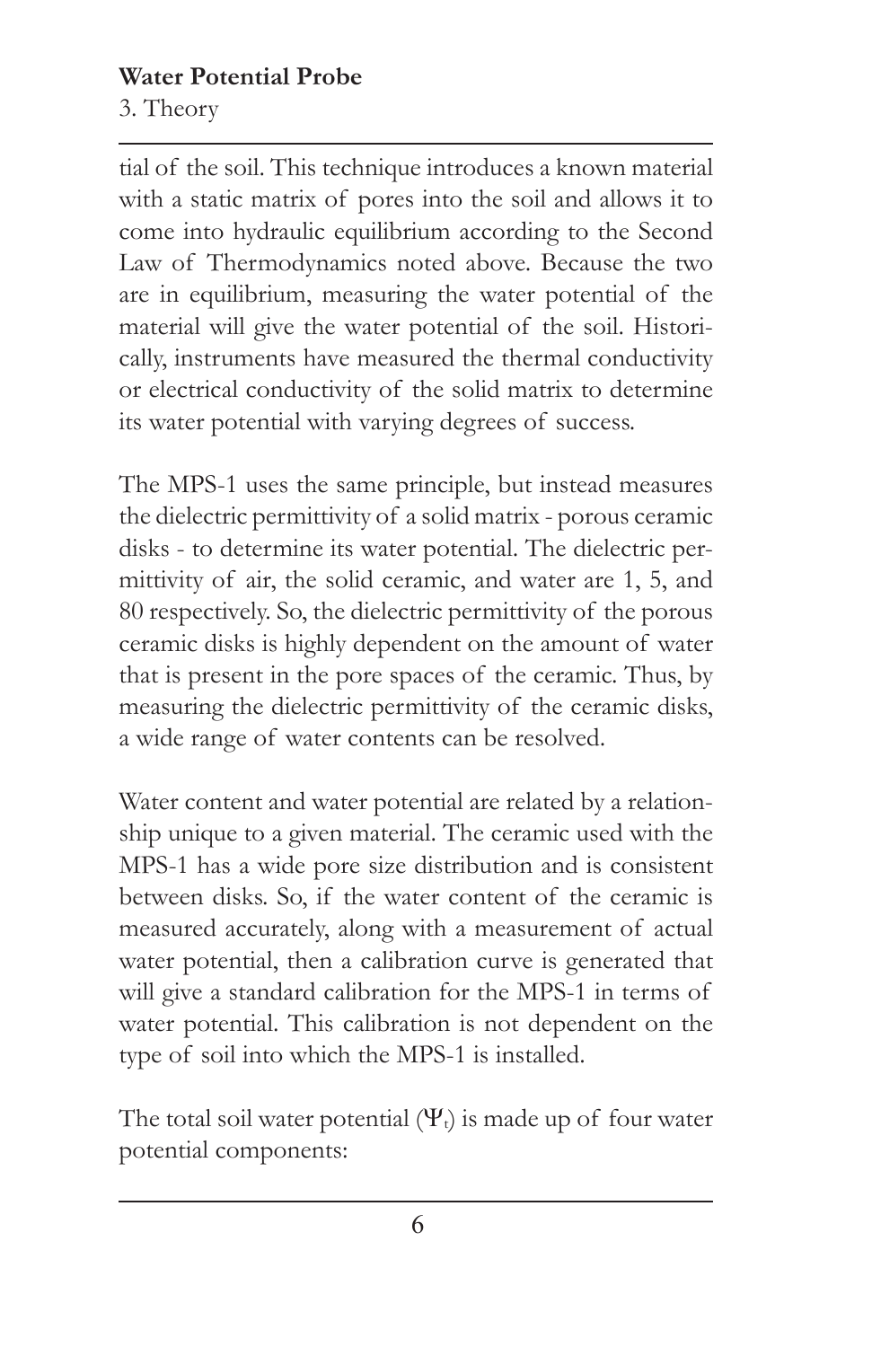tial of the soil. This technique introduces a known material with a static matrix of pores into the soil and allows it to come into hydraulic equilibrium according to the Second Law of Thermodynamics noted above. Because the two are in equilibrium, measuring the water potential of the material will give the water potential of the soil. Historically, instruments have measured the thermal conductivity or electrical conductivity of the solid matrix to determine its water potential with varying degrees of success.

The MPS-1 uses the same principle, but instead measures the dielectric permittivity of a solid matrix - porous ceramic disks - to determine its water potential. The dielectric permittivity of air, the solid ceramic, and water are 1, 5, and 80 respectively. So, the dielectric permittivity of the porous ceramic disks is highly dependent on the amount of water that is present in the pore spaces of the ceramic. Thus, by measuring the dielectric permittivity of the ceramic disks, a wide range of water contents can be resolved.

Water content and water potential are related by a relationship unique to a given material. The ceramic used with the MPS-1 has a wide pore size distribution and is consistent between disks. So, if the water content of the ceramic is measured accurately, along with a measurement of actual water potential, then a calibration curve is generated that will give a standard calibration for the MPS-1 in terms of water potential. This calibration is not dependent on the type of soil into which the MPS-1 is installed.

The total soil water potential ($\Psi_t$) is made up of four water potential components: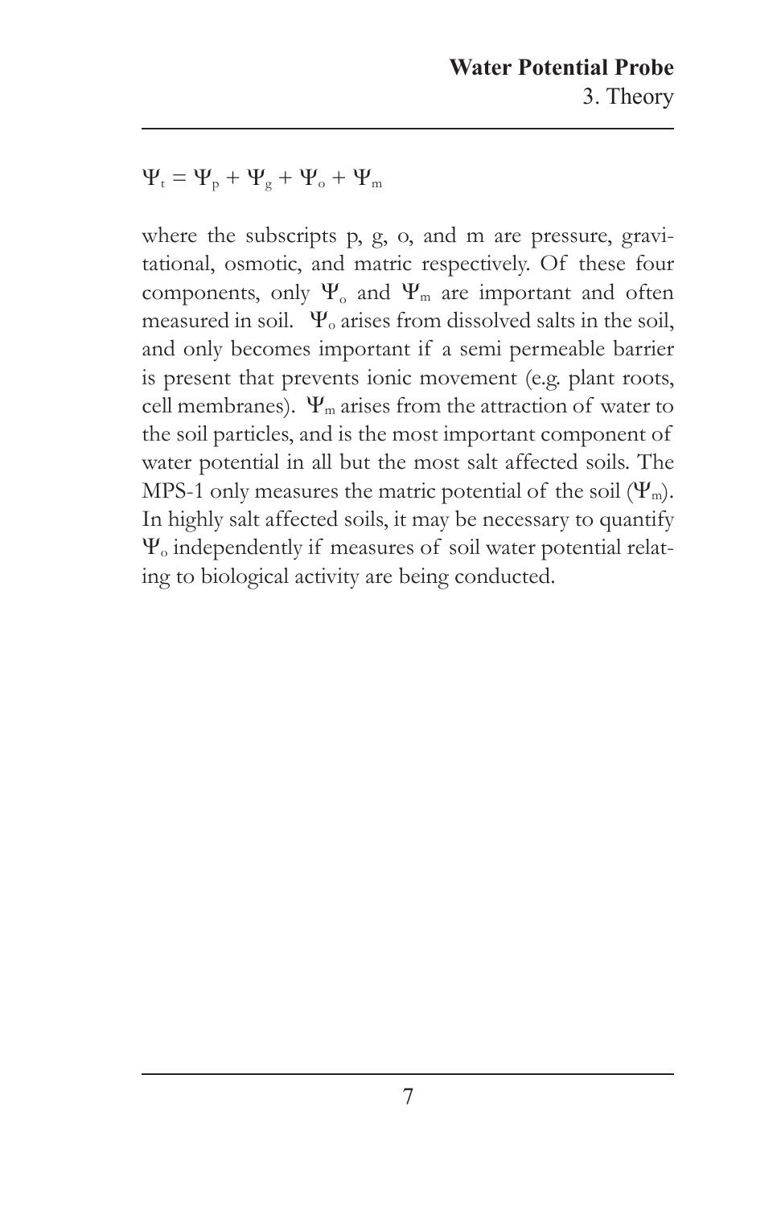$$\Psi_t = \Psi_p + \Psi_g + \Psi_o + \Psi_m$$

where the subscripts p, g, o, and m are pressure, gravitational, osmotic, and matric respectively. Of these four components, only $\Psi_o$ and $\Psi_m$ are important and often measured in soil. $\Psi_o$ arises from dissolved salts in the soil, and only becomes important if a semi permeable barrier is present that prevents ionic movement (e.g. plant roots, cell membranes). $\Psi_m$ arises from the attraction of water to the soil particles, and is the most important component of water potential in all but the most salt affected soils. The MPS-1 only measures the matric potential of the soil ($\Psi_m$). In highly salt affected soils, it may be necessary to quantify $\Psi_o$ independently if measures of soil water potential relating to biological activity are being conducted.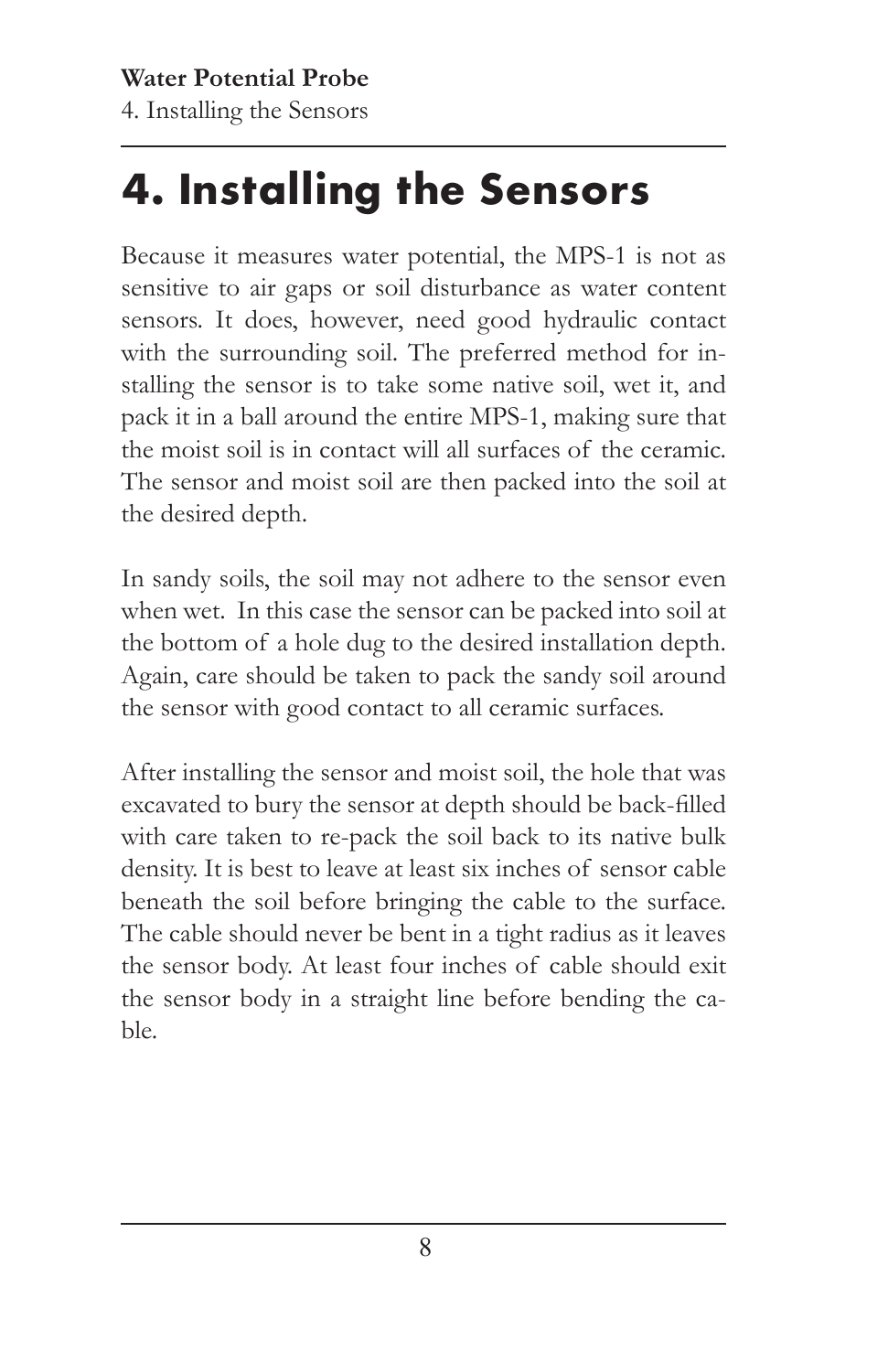# 4. Installing the Sensors

Because it measures water potential, the MPS-1 is not as sensitive to air gaps or soil disturbance as water content sensors. It does, however, need good hydraulic contact with the surrounding soil. The preferred method for installing the sensor is to take some native soil, wet it, and pack it in a ball around the entire MPS-1, making sure that the moist soil is in contact will all surfaces of the ceramic. The sensor and moist soil are then packed into the soil at the desired depth.

In sandy soils, the soil may not adhere to the sensor even when wet. In this case the sensor can be packed into soil at the bottom of a hole dug to the desired installation depth. Again, care should be taken to pack the sandy soil around the sensor with good contact to all ceramic surfaces.

After installing the sensor and moist soil, the hole that was excavated to bury the sensor at depth should be back-filled with care taken to re-pack the soil back to its native bulk density. It is best to leave at least six inches of sensor cable beneath the soil before bringing the cable to the surface. The cable should never be bent in a tight radius as it leaves the sensor body. At least four inches of cable should exit the sensor body in a straight line before bending the cable.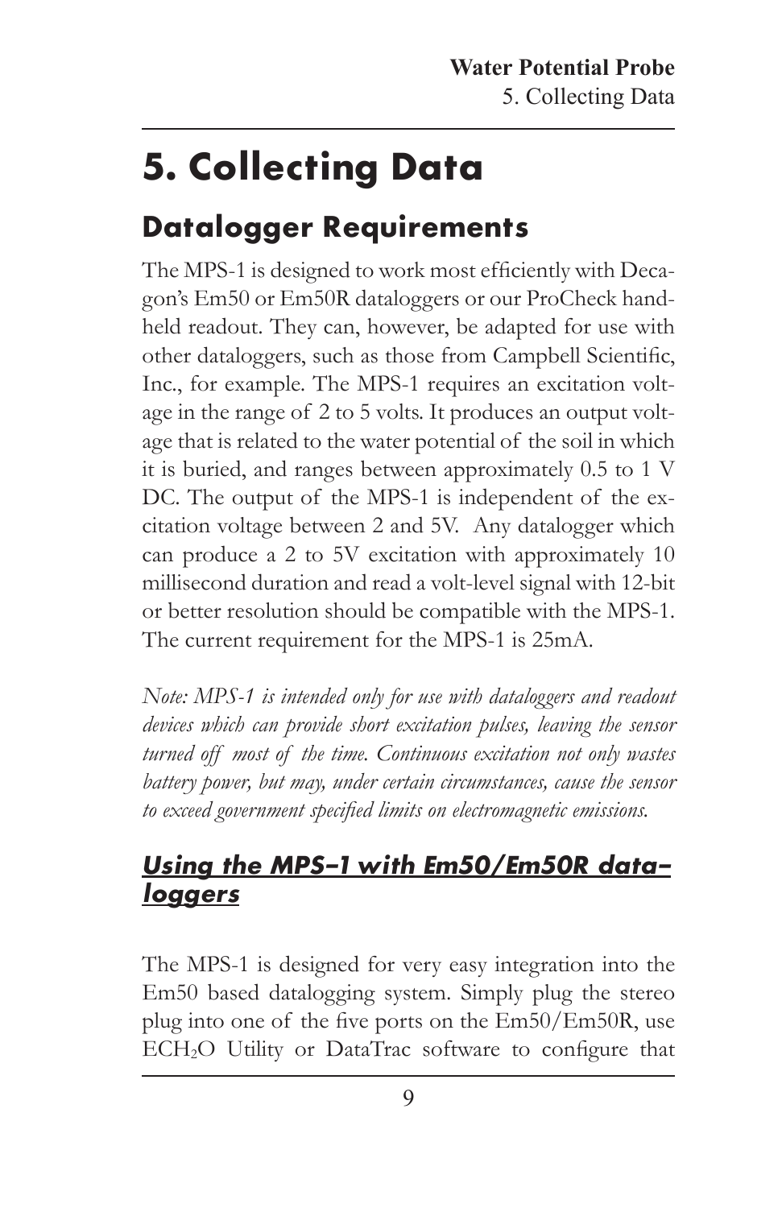# 5. Collecting Data

## Datalogger Requirements

The MPS-1 is designed to work most efficiently with Decagon's Em50 or Em50R dataloggers or our ProCheck handheld readout. They can, however, be adapted for use with other dataloggers, such as those from Campbell Scientific, Inc., for example. The MPS-1 requires an excitation voltage in the range of 2 to 5 volts. It produces an output voltage that is related to the water potential of the soil in which it is buried, and ranges between approximately 0.5 to 1 V DC. The output of the MPS-1 is independent of the excitation voltage between 2 and 5V. Any datalogger which can produce a 2 to 5V excitation with approximately 10 millisecond duration and read a volt-level signal with 12-bit or better resolution should be compatible with the MPS-1. The current requirement for the MPS-1 is 25mA.

*Note: MPS-1 is intended only for use with dataloggers and readout devices which can provide short excitation pulses, leaving the sensor turned off most of the time. Continuous excitation not only wastes battery power, but may, under certain circumstances, cause the sensor to exceed government specified limits on electromagnetic emissions.*

### *Using the MPS-1 with Em50/Em50R dataloggers*

The MPS-1 is designed for very easy integration into the Em50 based datalogging system. Simply plug the stereo plug into one of the five ports on the Em50/Em50R, use ECH$_2$O Utility or DataTrac software to configure that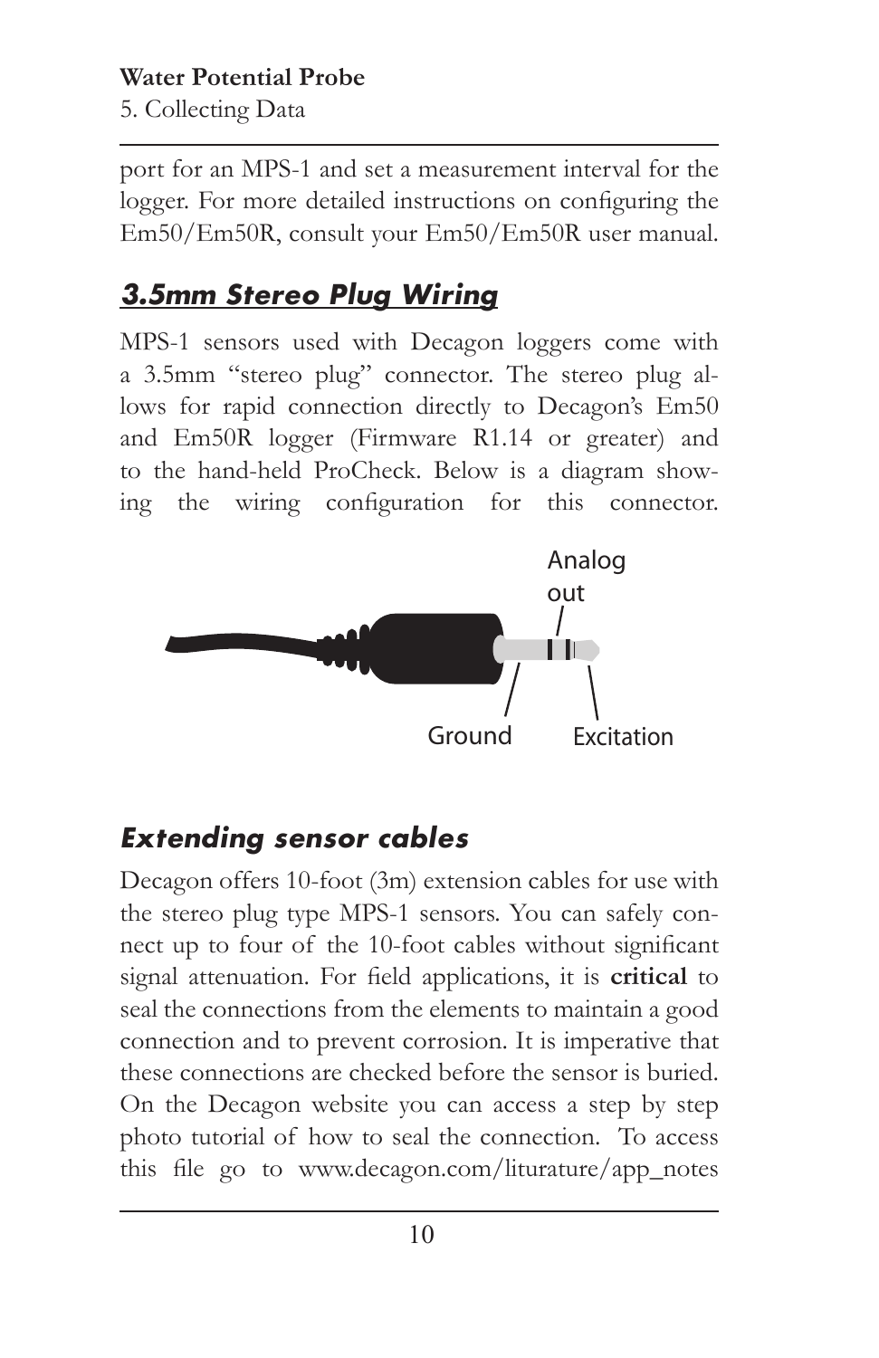port for an MPS-1 and set a measurement interval for the logger. For more detailed instructions on configuring the Em50/Em50R, consult your Em50/Em50R user manual.

## *3.5mm Stereo Plug Wiring*

MPS-1 sensors used with Decagon loggers come with a 3.5mm "stereo plug" connector. The stereo plug allows for rapid connection directly to Decagon's Em50 and Em50R logger (Firmware R1.14 or greater) and to the hand-held ProCheck. Below is a diagram showing the wiring configuration for this connector.

Analog out

Ground

Excitation

## *Extending sensor cables*

Decagon offers 10-foot (3m) extension cables for use with the stereo plug type MPS-1 sensors. You can safely connect up to four of the 10-foot cables without significant signal attenuation. For field applications, it is **critical** to seal the connections from the elements to maintain a good connection and to prevent corrosion. It is imperative that these connections are checked before the sensor is buried. On the Decagon website you can access a step by step photo tutorial of how to seal the connection. To access this file go to www.decagon.com/liturature/app_notes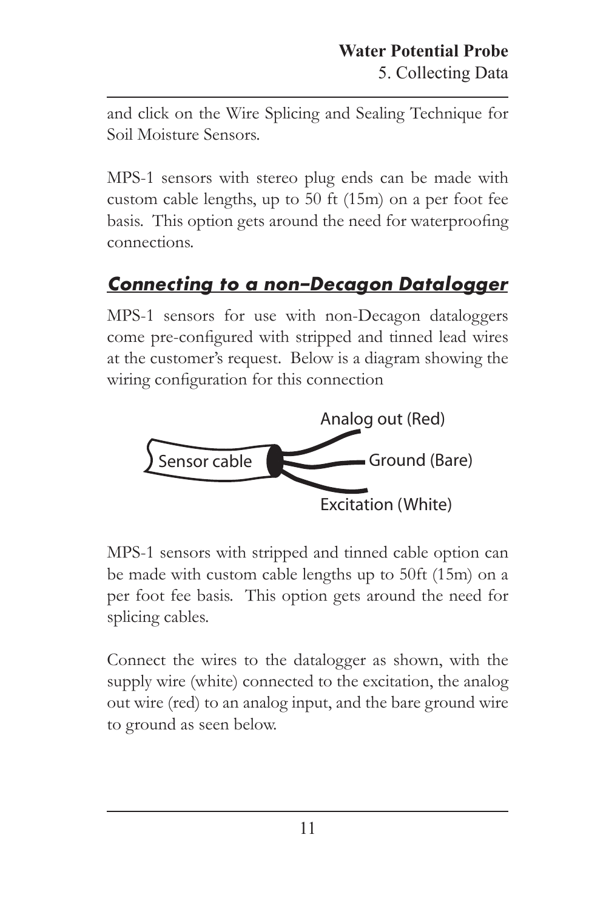and click on the Wire Splicing and Sealing Technique for Soil Moisture Sensors.

MPS-1 sensors with stereo plug ends can be made with custom cable lengths, up to 50 ft (15m) on a per foot fee basis. This option gets around the need for waterproofing connections.

## *Connecting to a non–Decagon Datalogger*

MPS-1 sensors for use with non-Decagon dataloggers come pre-configured with stripped and tinned lead wires at the customer's request. Below is a diagram showing the wiring configuration for this connection

Sensor cable

Analog out (Red)

Ground (Bare)

Excitation (White)

MPS-1 sensors with stripped and tinned cable option can be made with custom cable lengths up to 50ft (15m) on a per foot fee basis. This option gets around the need for splicing cables.

Connect the wires to the datalogger as shown, with the supply wire (white) connected to the excitation, the analog out wire (red) to an analog input, and the bare ground wire to ground as seen below.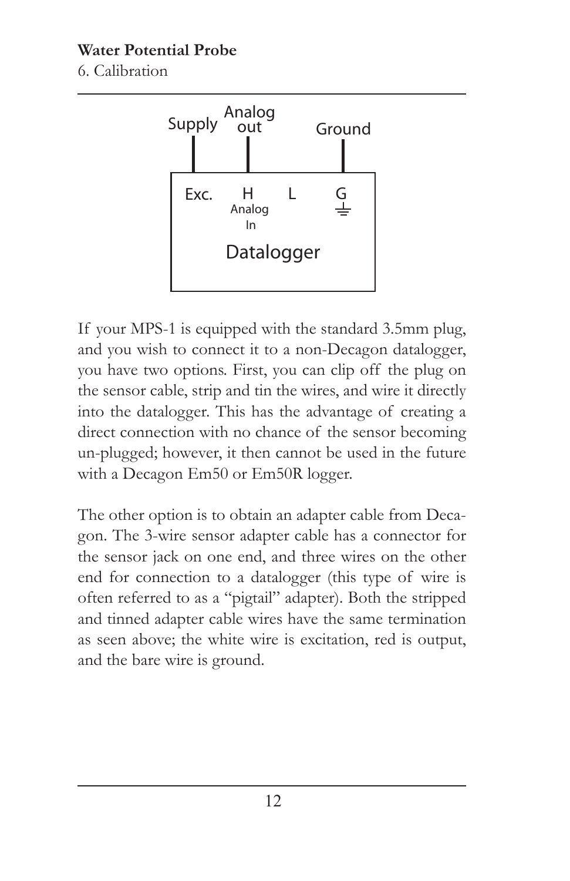If your MPS-1 is equipped with the standard 3.5mm plug, and you wish to connect it to a non-Decagon datalogger, you have two options. First, you can clip off the plug on the sensor cable, strip and tin the wires, and wire it directly into the datalogger. This has the advantage of creating a direct connection with no chance of the sensor becoming un-plugged; however, it then cannot be used in the future with a Decagon Em50 or Em50R logger.

The other option is to obtain an adapter cable from Decagon. The 3-wire sensor adapter cable has a connector for the sensor jack on one end, and three wires on the other end for connection to a datalogger (this type of wire is often referred to as a "pigtail" adapter). Both the stripped and tinned adapter cable wires have the same termination as seen above; the white wire is excitation, red is output, and the bare wire is ground.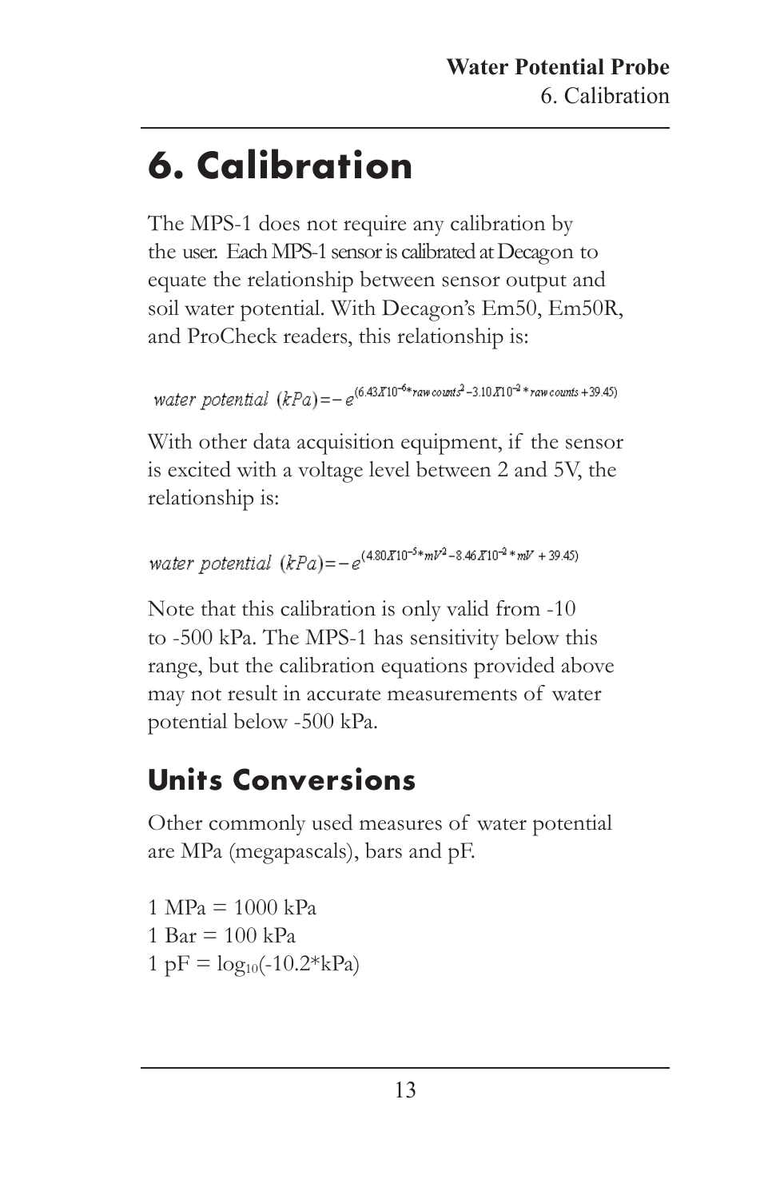# 6. Calibration

The MPS-1 does not require any calibration by the user. Each MPS-1 sensor is calibrated at Decagon to equate the relationship between sensor output and soil water potential. With Decagon's Em50, Em50R, and ProCheck readers, this relationship is:

$$water\ potential\ (kPa) = -e^{(6.43X10^{-6} * raw\ counts^2 - 3.10X10^{-2} * raw\ counts + 39.45)}$$

With other data acquisition equipment, if the sensor is excited with a voltage level between 2 and 5V, the relationship is:

$$water\ potential\ (kPa) = -e^{(4.80X10^{-5} * mV^2 - 8.46X10^{-2} * mV + 39.45)}$$

Note that this calibration is only valid from -10 to -500 kPa. The MPS-1 has sensitivity below this range, but the calibration equations provided above may not result in accurate measurements of water potential below -500 kPa.

## Units Conversions

Other commonly used measures of water potential are MPa (megapascals), bars and pF.

1 MPa = 1000 kPa
1 Bar = 100 kPa
1 pF = $\log_{10}(-10.2 * kPa)$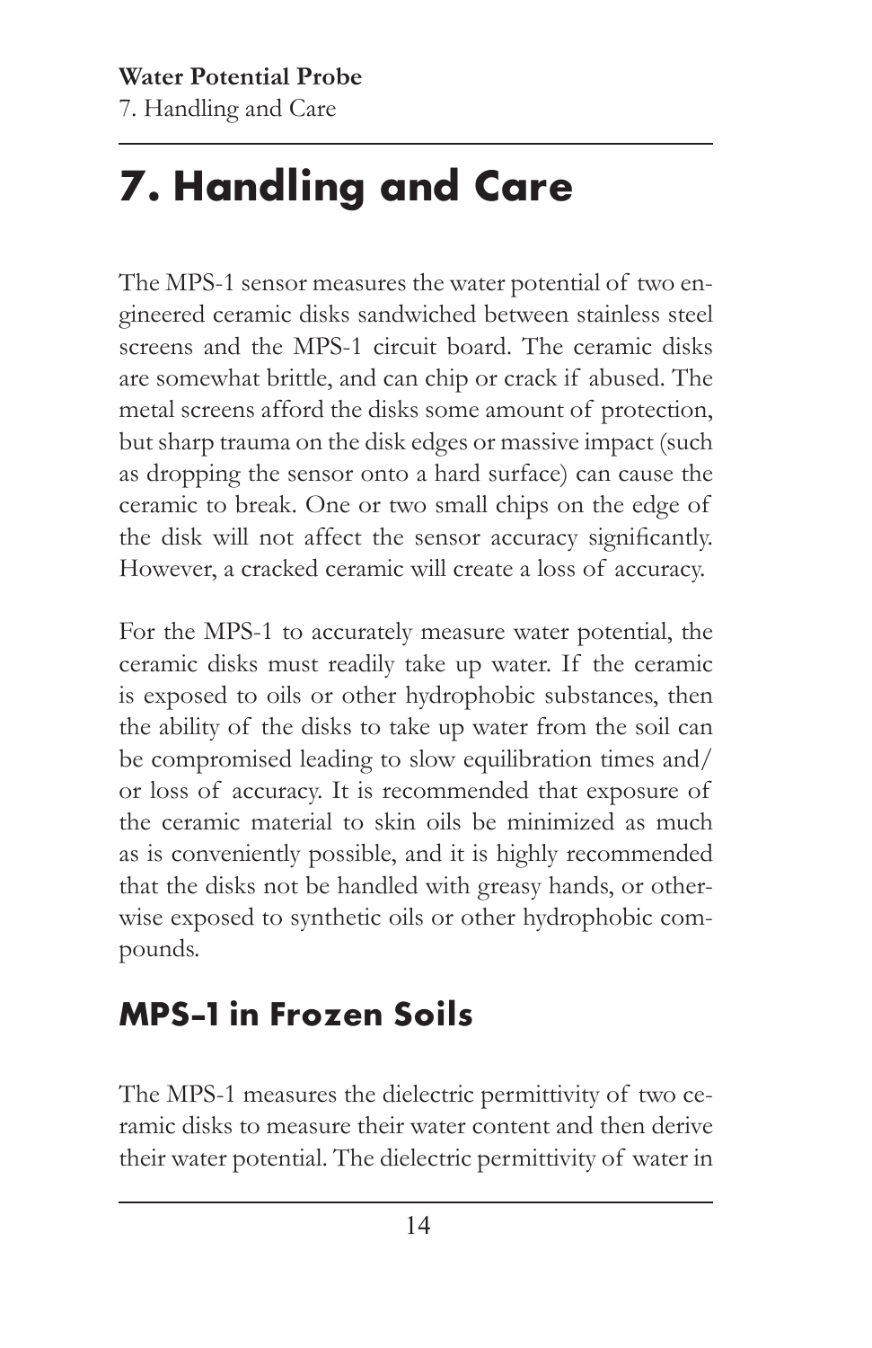# 7. Handling and Care

The MPS-1 sensor measures the water potential of two engineered ceramic disks sandwiched between stainless steel screens and the MPS-1 circuit board. The ceramic disks are somewhat brittle, and can chip or crack if abused. The metal screens afford the disks some amount of protection, but sharp trauma on the disk edges or massive impact (such as dropping the sensor onto a hard surface) can cause the ceramic to break. One or two small chips on the edge of the disk will not affect the sensor accuracy significantly. However, a cracked ceramic will create a loss of accuracy.

For the MPS-1 to accurately measure water potential, the ceramic disks must readily take up water. If the ceramic is exposed to oils or other hydrophobic substances, then the ability of the disks to take up water from the soil can be compromised leading to slow equilibration times and/or loss of accuracy. It is recommended that exposure of the ceramic material to skin oils be minimized as much as is conveniently possible, and it is highly recommended that the disks not be handled with greasy hands, or otherwise exposed to synthetic oils or other hydrophobic compounds.

## MPS-1 in Frozen Soils

The MPS-1 measures the dielectric permittivity of two ceramic disks to measure their water content and then derive their water potential. The dielectric permittivity of water in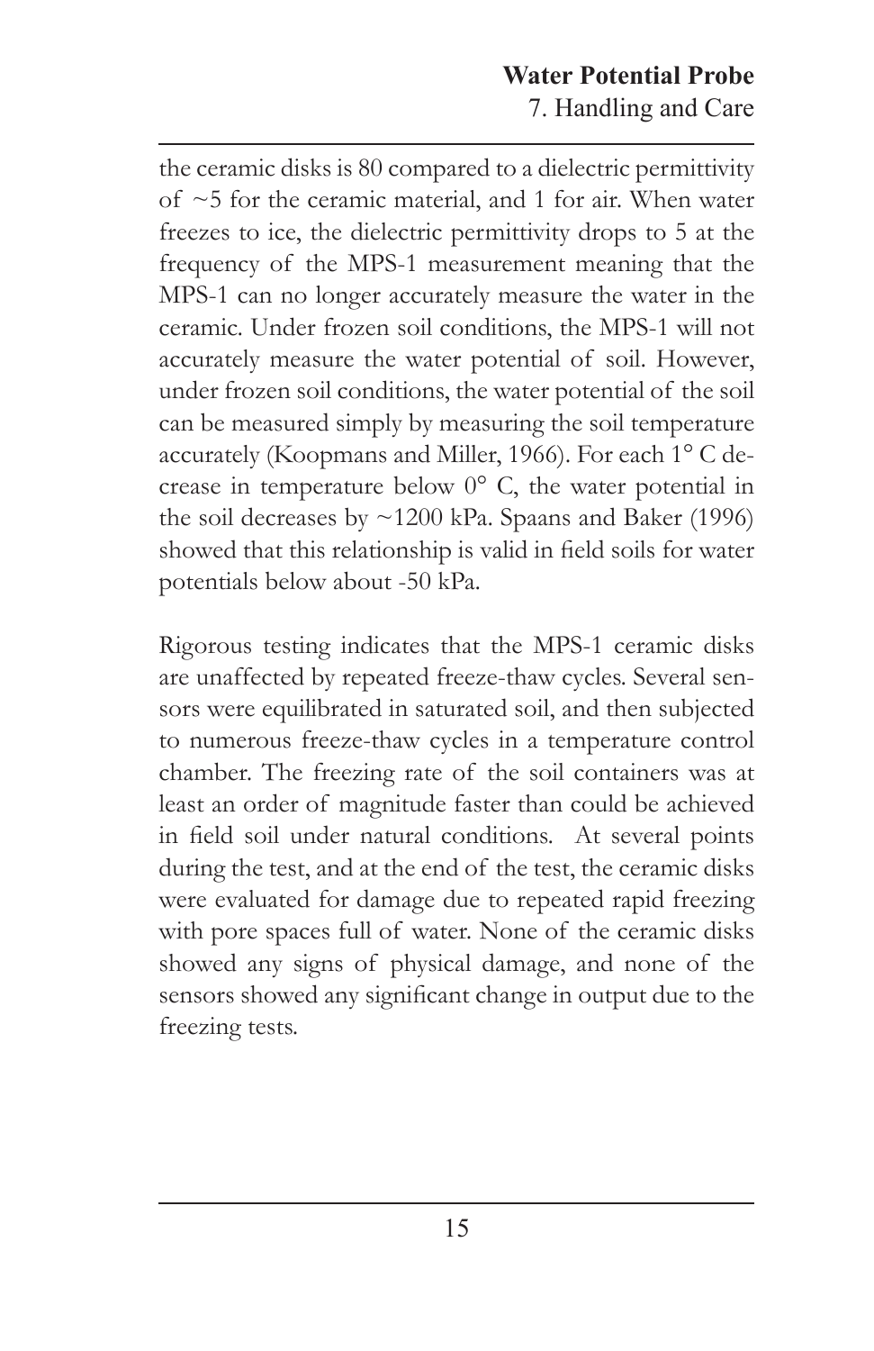the ceramic disks is 80 compared to a dielectric permittivity of ~5 for the ceramic material, and 1 for air. When water freezes to ice, the dielectric permittivity drops to 5 at the frequency of the MPS-1 measurement meaning that the MPS-1 can no longer accurately measure the water in the ceramic. Under frozen soil conditions, the MPS-1 will not accurately measure the water potential of soil. However, under frozen soil conditions, the water potential of the soil can be measured simply by measuring the soil temperature accurately (Koopmans and Miller, 1966). For each 1° C decrease in temperature below 0° C, the water potential in the soil decreases by ~1200 kPa. Spaans and Baker (1996) showed that this relationship is valid in field soils for water potentials below about -50 kPa.

Rigorous testing indicates that the MPS-1 ceramic disks are unaffected by repeated freeze-thaw cycles. Several sensors were equilibrated in saturated soil, and then subjected to numerous freeze-thaw cycles in a temperature control chamber. The freezing rate of the soil containers was at least an order of magnitude faster than could be achieved in field soil under natural conditions. At several points during the test, and at the end of the test, the ceramic disks were evaluated for damage due to repeated rapid freezing with pore spaces full of water. None of the ceramic disks showed any signs of physical damage, and none of the sensors showed any significant change in output due to the freezing tests.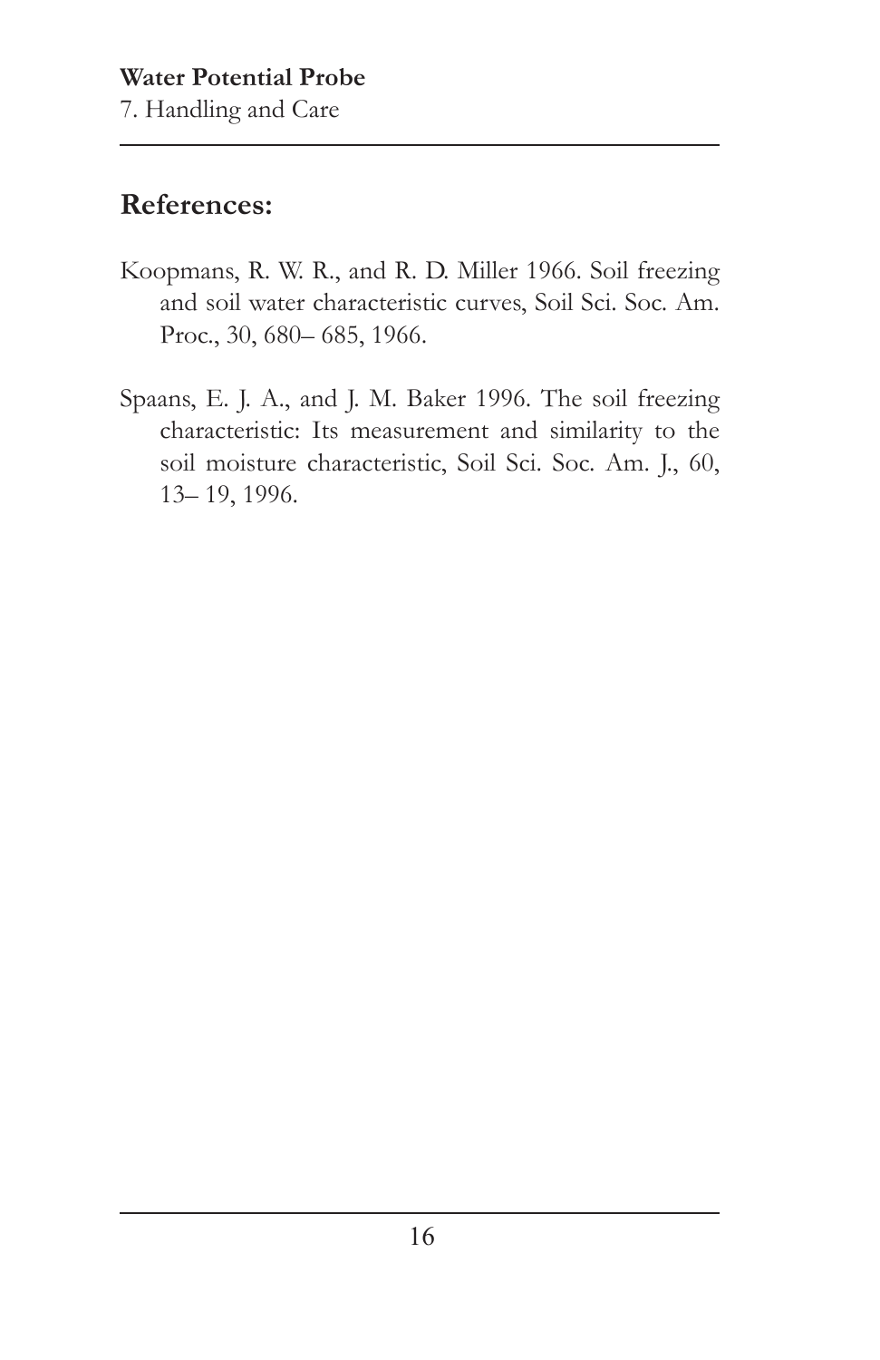## References:

Koopmans, R. W. R., and R. D. Miller 1966. Soil freezing and soil water characteristic curves, Soil Sci. Soc. Am. Proc., 30, 680– 685, 1966.

Spaans, E. J. A., and J. M. Baker 1996. The soil freezing characteristic: Its measurement and similarity to the soil moisture characteristic, Soil Sci. Soc. Am. J., 60, 13– 19, 1996.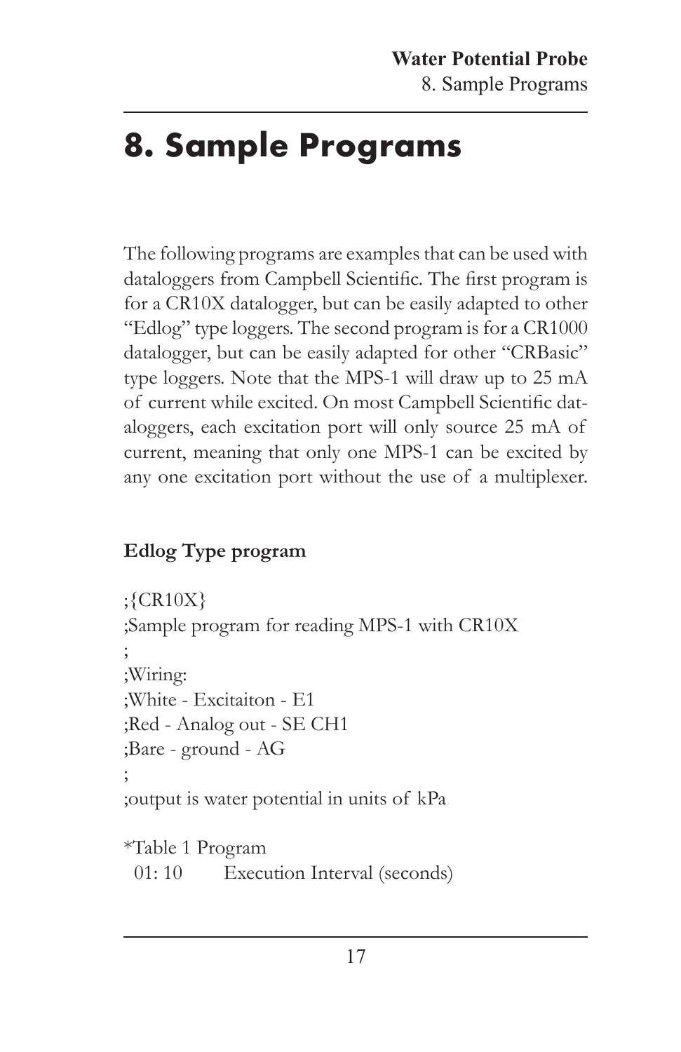# 8. Sample Programs

The following programs are examples that can be used with dataloggers from Campbell Scientific. The first program is for a CR10X datalogger, but can be easily adapted to other "Edlog" type loggers. The second program is for a CR1000 datalogger, but can be easily adapted for other "CRBasic" type loggers. Note that the MPS-1 will draw up to 25 mA of current while excited. On most Campbell Scientific dataloggers, each excitation port will only source 25 mA of current, meaning that only one MPS-1 can be excited by any one excitation port without the use of a multiplexer.

**Edlog Type program**

```
;{CR10X}
;Sample program for reading MPS-1 with CR10X
;
;Wiring:
;White - Excitaiton - E1
;Red - Analog out - SE CH1
;Bare - ground - AG
;
;output is water potential in units of kPa

*Table 1 Program
  01: 10        Execution Interval (seconds)
```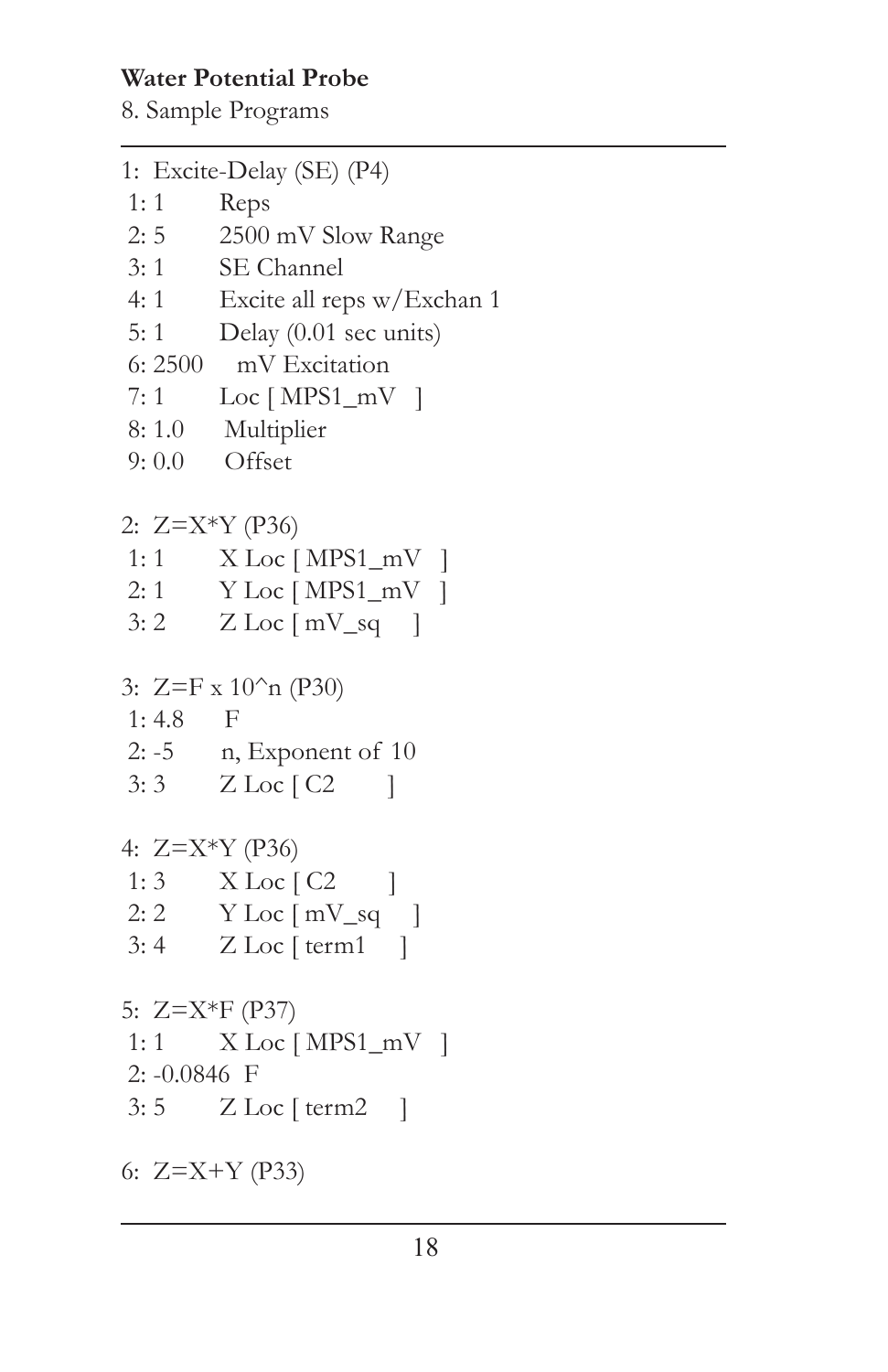**Water Potential Probe**

8. Sample Programs

```
1:  Excite-Delay (SE) (P4)
 1: 1        Reps
 2: 5        2500 mV Slow Range
 3: 1        SE Channel
 4: 1        Excite all reps w/Exchan 1
 5: 1        Delay (0.01 sec units)
 6: 2500     mV Excitation
 7: 1        Loc [ MPS1_mV   ]
 8: 1.0      Multiplier
 9: 0.0      Offset

2:  Z=X*Y (P36)
 1: 1        X Loc [ MPS1_mV   ]
 2: 1        Y Loc [ MPS1_mV   ]
 3: 2        Z Loc [ mV_sq     ]

3:  Z=F x 10^n (P30)
 1: 4.8      F
 2: -5       n, Exponent of 10
 3: 3        Z Loc [ C2        ]

4:  Z=X*Y (P36)
 1: 3        X Loc [ C2        ]
 2: 2        Y Loc [ mV_sq     ]
 3: 4        Z Loc [ term1     ]

5:  Z=X*F (P37)
 1: 1        X Loc [ MPS1_mV   ]
 2: -0.0846  F
 3: 5        Z Loc [ term2     ]

6:  Z=X+Y (P33)
```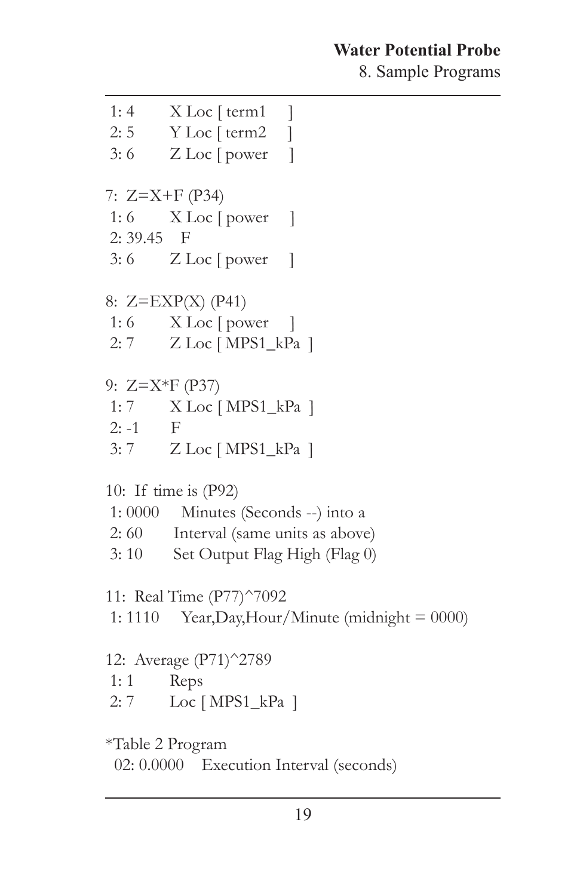```
 1: 4        X Loc [ term1     ]
 2: 5        Y Loc [ term2     ]
 3: 6        Z Loc [ power     ]

7:  Z=X+F (P34)
 1: 6        X Loc [ power     ]
 2: 39.45    F
 3: 6        Z Loc [ power     ]

8:  Z=EXP(X) (P41)
 1: 6        X Loc [ power     ]
 2: 7        Z Loc [ MPS1_kPa  ]

9:  Z=X*F (P37)
 1: 7        X Loc [ MPS1_kPa  ]
 2: -1       F
 3: 7        Z Loc [ MPS1_kPa  ]

10:  If time is (P92)
 1: 0000     Minutes (Seconds --) into a
 2: 60       Interval (same units as above)
 3: 10       Set Output Flag High (Flag 0)

11:  Real Time (P77)^7092
 1: 1110     Year,Day,Hour/Minute (midnight = 0000)

12:  Average (P71)^2789
 1: 1        Reps
 2: 7        Loc [ MPS1_kPa  ]

*Table 2 Program
  02: 0.0000     Execution Interval (seconds)
```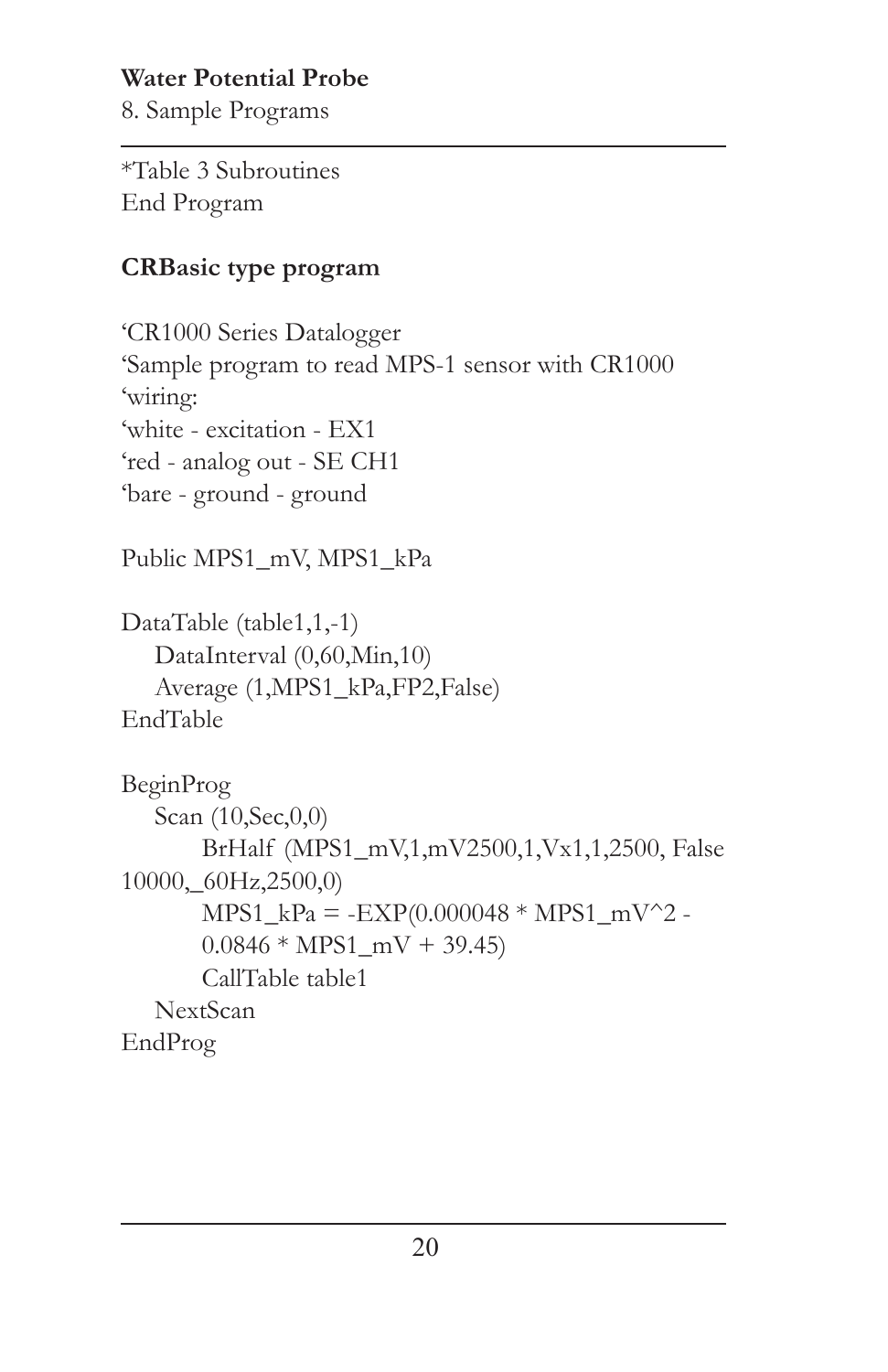*Table 3 Subroutines
End Program

**CRBasic type program**

```
'CR1000 Series Datalogger
'Sample program to read MPS-1 sensor with CR1000
'wiring:
'white - excitation - EX1
'red - analog out - SE CH1
'bare - ground - ground

Public MPS1_mV, MPS1_kPa

DataTable (table1,1,-1)
   DataInterval (0,60,Min,10)
   Average (1,MPS1_kPa,FP2,False)
EndTable

BeginProg
   Scan (10,Sec,0,0)
        BrHalf  (MPS1_mV,1,mV2500,1,Vx1,1,2500, False
10000,_60Hz,2500,0)
        MPS1_kPa = -EXP(0.000048 * MPS1_mV^2 -
        0.0846 * MPS1_mV + 39.45)
        CallTable table1
   NextScan
EndProg
```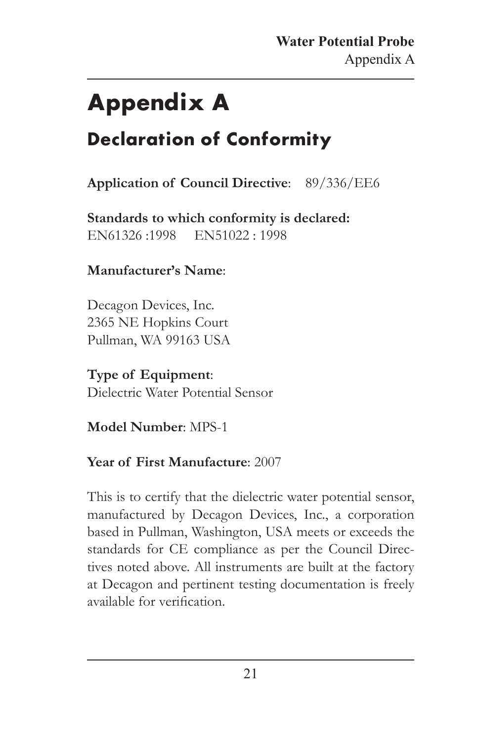# Appendix A

## Declaration of Conformity

**Application of Council Directive**: 89/336/EE6

**Standards to which conformity is declared:**
EN61326 :1998 EN51022 : 1998

**Manufacturer's Name**:

Decagon Devices, Inc.
2365 NE Hopkins Court
Pullman, WA 99163 USA

**Type of Equipment**:
Dielectric Water Potential Sensor

**Model Number**: MPS-1

**Year of First Manufacture**: 2007

This is to certify that the dielectric water potential sensor, manufactured by Decagon Devices, Inc., a corporation based in Pullman, Washington, USA meets or exceeds the standards for CE compliance as per the Council Directives noted above. All instruments are built at the factory at Decagon and pertinent testing documentation is freely available for verification.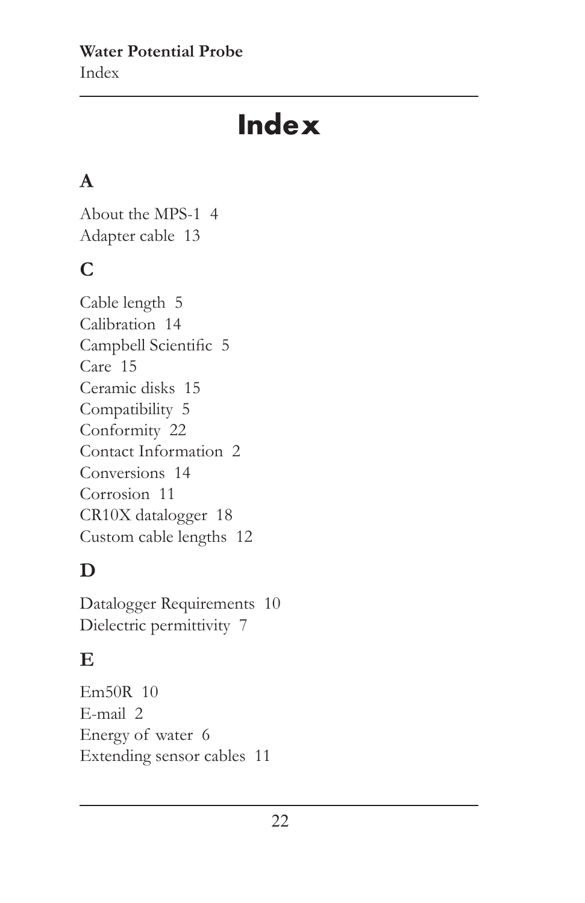# Index

## A

About the MPS-1 4
Adapter cable 13

## C

Cable length 5
Calibration 14
Campbell Scientific 5
Care 15
Ceramic disks 15
Compatibility 5
Conformity 22
Contact Information 2
Conversions 14
Corrosion 11
CR10X datalogger 18
Custom cable lengths 12

## D

Datalogger Requirements 10
Dielectric permittivity 7

## E

Em50R 10
E-mail 2
Energy of water 6
Extending sensor cables 11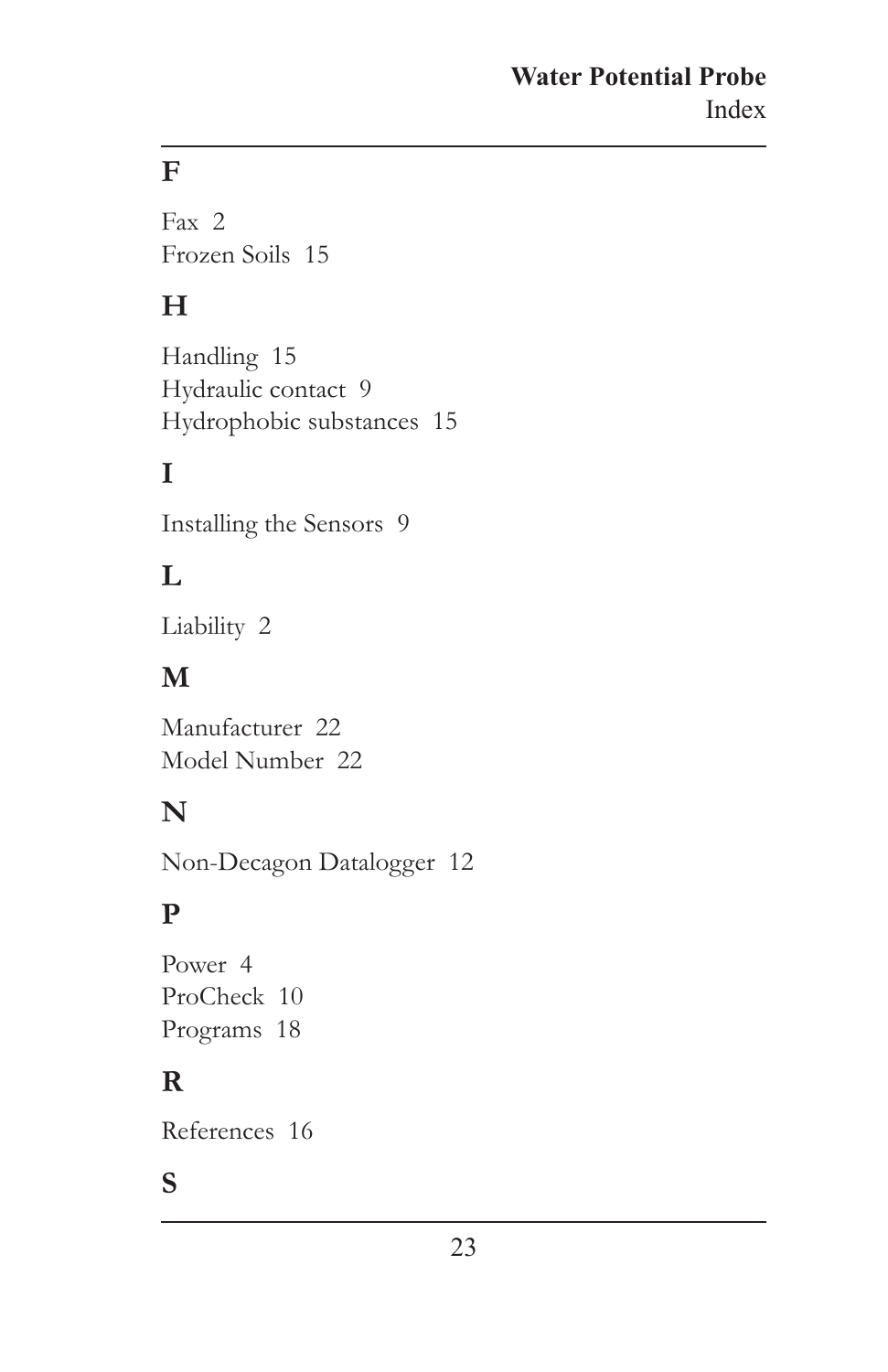## F

Fax 2
Frozen Soils 15

## H

Handling 15
Hydraulic contact 9
Hydrophobic substances 15

## I

Installing the Sensors 9

## L

Liability 2

## M

Manufacturer 22
Model Number 22

## N

Non-Decagon Datalogger 12

## P

Power 4
ProCheck 10
Programs 18

## R

References 16

## S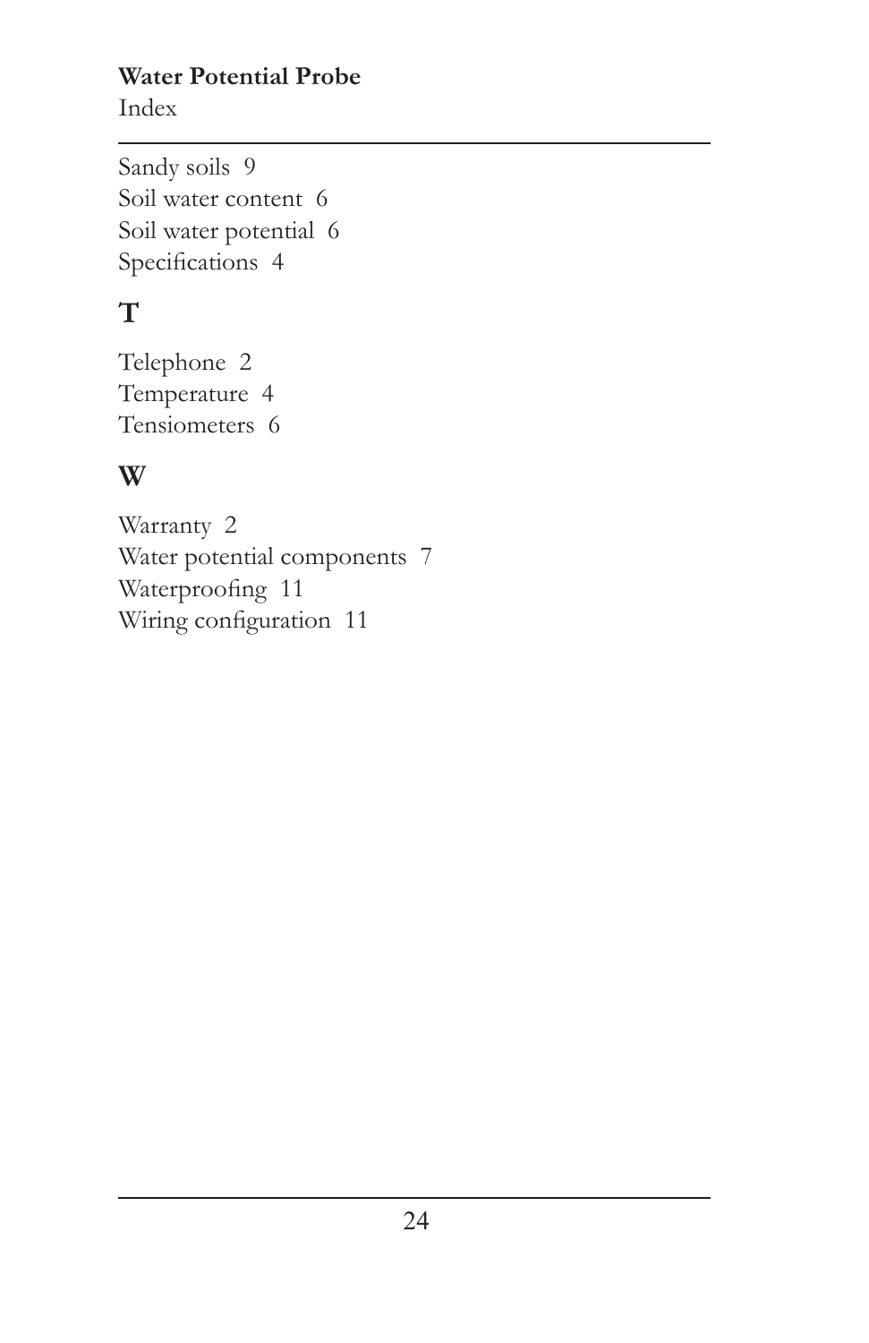Sandy soils 9
Soil water content 6
Soil water potential 6
Specifications 4

## T

Telephone 2
Temperature 4
Tensiometers 6

## W

Warranty 2
Water potential components 7
Waterproofing 11
Wiring configuration 11